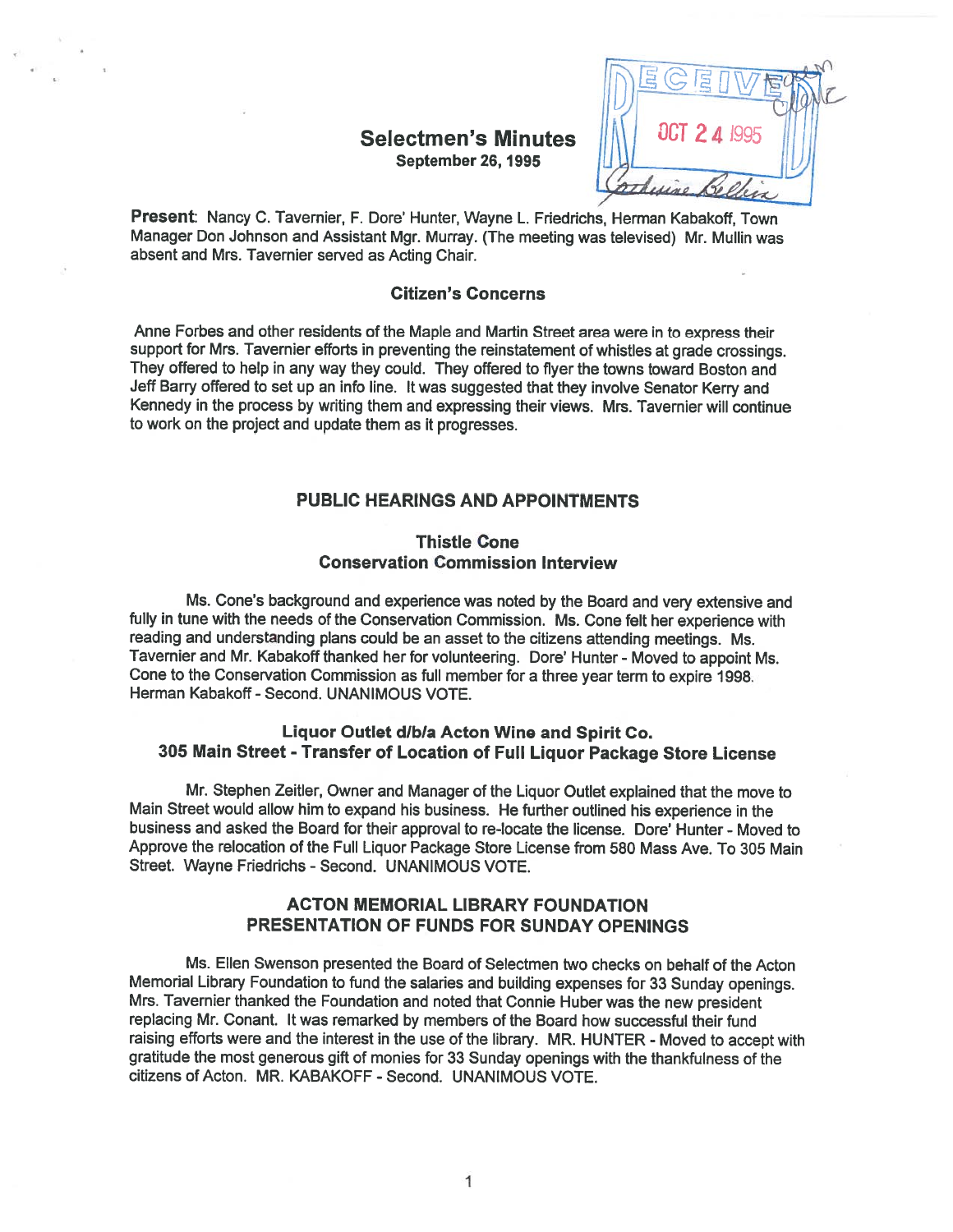# Selectmen's Minutes

**September 26, 1995**

RECEIVED OCT 24 1995 TOWN CLERK

**Present**: Nancy C. Tavernier, F. Dore' Hunter, Wayne L. Friedrichs, Herman Kabakoff, Town Manager Don Johnson and Assistant Mgr. Murray. (The meeting was televised) Mr. Mullin was absent and Mrs. Tavernier served as Acting Chair.

## Citizen's Concerns

Anne Forbes and other residents of the Maple and Martin Street area were in to express their support for Mrs. Tavernier efforts in preventing the reinstatement of whistles at grade crossings. They offered to help in any way they could. They offered to flyer the towns toward Boston and Jeff Barry offered to set up an info line. It was suggested that they involve Senator Kerry and Kennedy in the process by writing them and expressing their views. Mrs. Tavernier will continue to work on the project and update them as it progresses.

## PUBLIC HEARINGS AND APPOINTMENTS

### Thistle Cone
### Conservation Commission Interview

Ms. Cone's background and experience was noted by the Board and very extensive and fully in tune with the needs of the Conservation Commission. Ms. Cone felt her experience with reading and understanding plans could be an asset to the citizens attending meetings. Ms. Tavernier and Mr. Kabakoff thanked her for volunteering. Dore' Hunter - Moved to appoint Ms. Cone to the Conservation Commission as full member for a three year term to expire 1998. Herman Kabakoff - Second. UNANIMOUS VOTE.

### Liquor Outlet d/b/a Acton Wine and Spirit Co.
### 305 Main Street - Transfer of Location of Full Liquor Package Store License

Mr. Stephen Zeitler, Owner and Manager of the Liquor Outlet explained that the move to Main Street would allow him to expand his business. He further outlined his experience in the business and asked the Board for their approval to re-locate the license. Dore' Hunter - Moved to Approve the relocation of the Full Liquor Package Store License from 580 Mass Ave. To 305 Main Street. Wayne Friedrichs - Second. UNANIMOUS VOTE.

### ACTON MEMORIAL LIBRARY FOUNDATION
### PRESENTATION OF FUNDS FOR SUNDAY OPENINGS

Ms. Ellen Swenson presented the Board of Selectmen two checks on behalf of the Acton Memorial Library Foundation to fund the salaries and building expenses for 33 Sunday openings. Mrs. Tavernier thanked the Foundation and noted that Connie Huber was the new president replacing Mr. Conant. It was remarked by members of the Board how successful their fund raising efforts were and the interest in the use of the library. MR. HUNTER - Moved to accept with gratitude the most generous gift of monies for 33 Sunday openings with the thankfulness of the citizens of Acton. MR. KABAKOFF - Second. UNANIMOUS VOTE.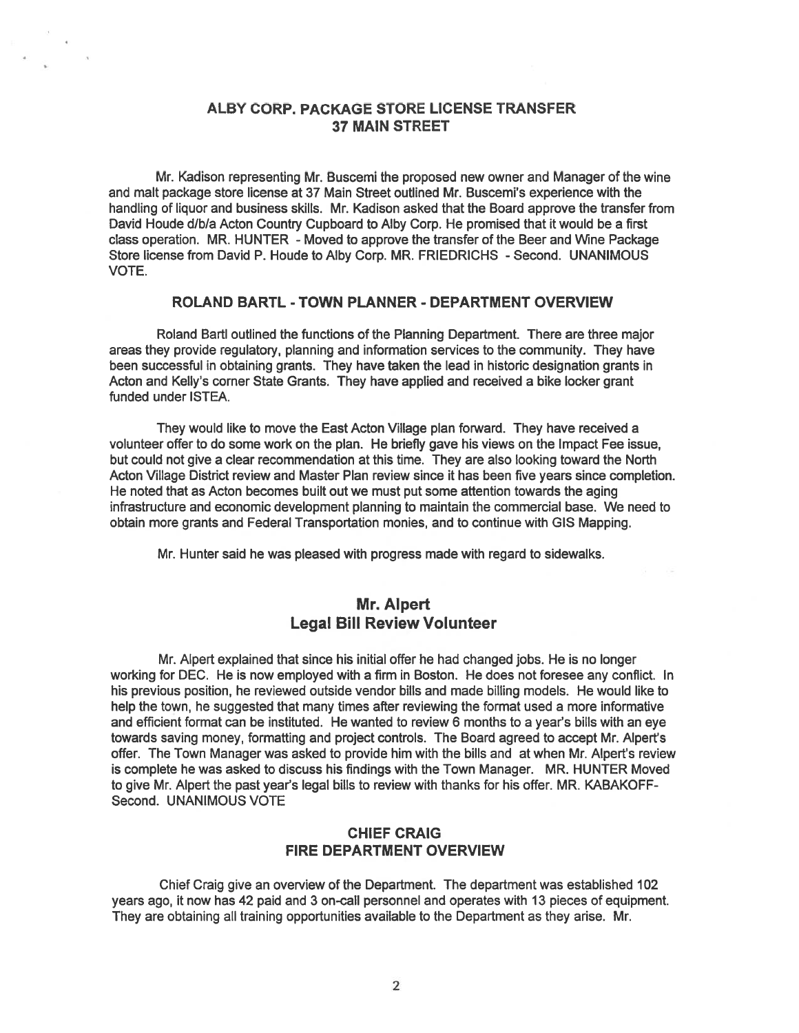## ALBY CORP. PACKAGE STORE LICENSE TRANSFER
## 37 MAIN STREET

Mr. Kadison representing Mr. Buscemi the proposed new owner and Manager of the wine and malt package store license at 37 Main Street outlined Mr. Buscemi's experience with the handling of liquor and business skills. Mr. Kadison asked that the Board approve the transfer from David Houde d/b/a Acton Country Cupboard to Alby Corp. He promised that it would be a first class operation. MR. HUNTER - Moved to approve the transfer of the Beer and Wine Package Store license from David P. Houde to Alby Corp. MR. FRIEDRICHS - Second. UNANIMOUS VOTE.

## ROLAND BARTL - TOWN PLANNER - DEPARTMENT OVERVIEW

Roland Bartl outlined the functions of the Planning Department. There are three major areas they provide regulatory, planning and information services to the community. They have been successful in obtaining grants. They have taken the lead in historic designation grants in Acton and Kelly's corner State Grants. They have applied and received a bike locker grant funded under ISTEA.

They would like to move the East Acton Village plan forward. They have received a volunteer offer to do some work on the plan. He briefly gave his views on the Impact Fee issue, but could not give a clear recommendation at this time. They are also looking toward the North Acton Village District review and Master Plan review since it has been five years since completion. He noted that as Acton becomes built out we must put some attention towards the aging infrastructure and economic development planning to maintain the commercial base. We need to obtain more grants and Federal Transportation monies, and to continue with GIS Mapping.

Mr. Hunter said he was pleased with progress made with regard to sidewalks.

## Mr. Alpert
## Legal Bill Review Volunteer

Mr. Alpert explained that since his initial offer he had changed jobs. He is no longer working for DEC. He is now employed with a firm in Boston. He does not foresee any conflict. In his previous position, he reviewed outside vendor bills and made billing models. He would like to help the town, he suggested that many times after reviewing the format used a more informative and efficient format can be instituted. He wanted to review 6 months to a year's bills with an eye towards saving money, formatting and project controls. The Board agreed to accept Mr. Alpert's offer. The Town Manager was asked to provide him with the bills and at when Mr. Alpert's review is complete he was asked to discuss his findings with the Town Manager. MR. HUNTER Moved to give Mr. Alpert the past year's legal bills to review with thanks for his offer. MR. KABAKOFF-Second. UNANIMOUS VOTE

## CHIEF CRAIG
## FIRE DEPARTMENT OVERVIEW

Chief Craig give an overview of the Department. The department was established 102 years ago, it now has 42 paid and 3 on-call personnel and operates with 13 pieces of equipment. They are obtaining all training opportunities available to the Department as they arise. Mr.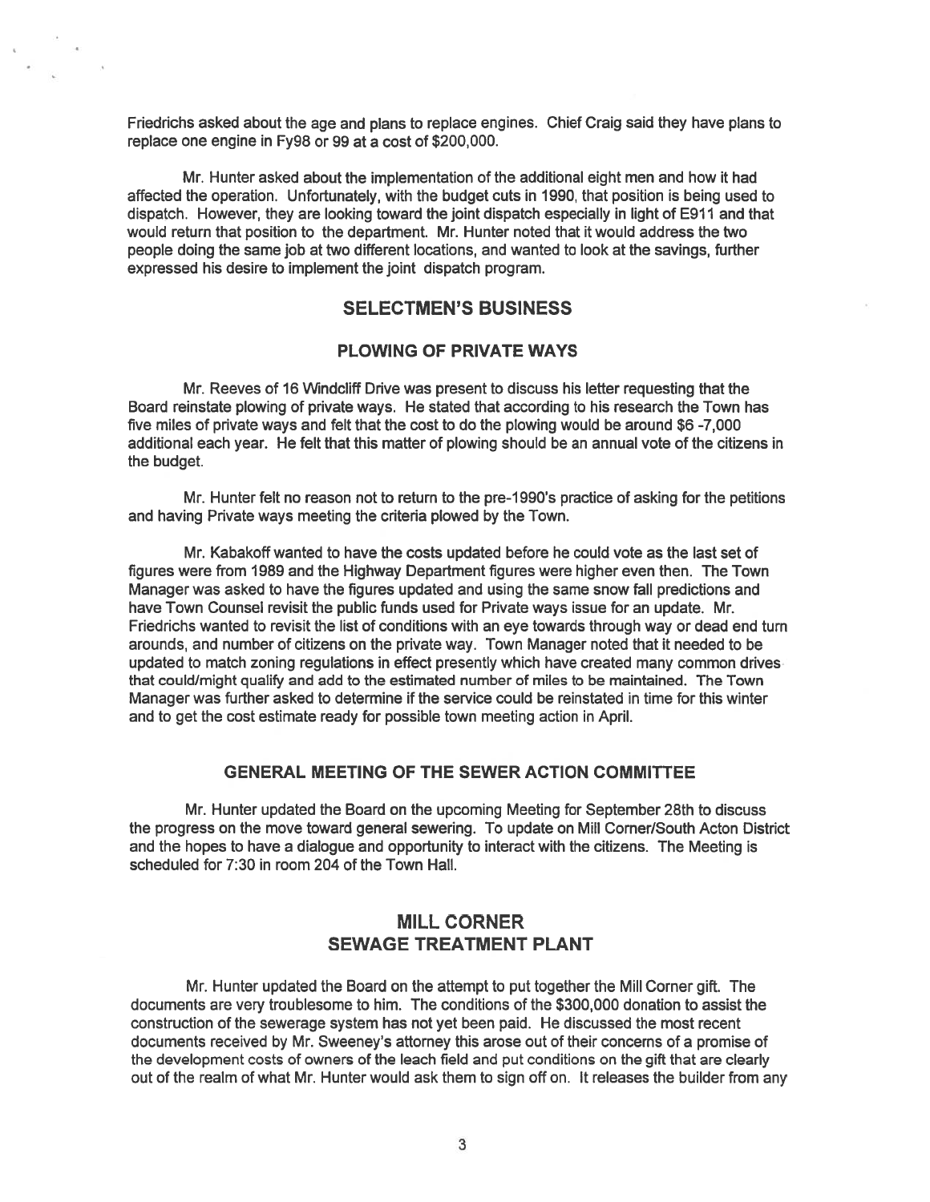Friedrichs asked about the age and plans to replace engines. Chief Craig said they have plans to replace one engine in Fy98 or 99 at a cost of $200,000.

Mr. Hunter asked about the implementation of the additional eight men and how it had affected the operation. Unfortunately, with the budget cuts in 1990, that position is being used to dispatch. However, they are looking toward the joint dispatch especially in light of E911 and that would return that position to the department. Mr. Hunter noted that it would address the two people doing the same job at two different locations, and wanted to look at the savings, further expressed his desire to implement the joint dispatch program.

## SELECTMEN'S BUSINESS

### PLOWING OF PRIVATE WAYS

Mr. Reeves of 16 Windcliff Drive was present to discuss his letter requesting that the Board reinstate plowing of private ways. He stated that according to his research the Town has five miles of private ways and felt that the cost to do the plowing would be around $6 -7,000 additional each year. He felt that this matter of plowing should be an annual vote of the citizens in the budget.

Mr. Hunter felt no reason not to return to the pre-1990's practice of asking for the petitions and having Private ways meeting the criteria plowed by the Town.

Mr. Kabakoff wanted to have the costs updated before he could vote as the last set of figures were from 1989 and the Highway Department figures were higher even then. The Town Manager was asked to have the figures updated and using the same snow fall predictions and have Town Counsel revisit the public funds used for Private ways issue for an update. Mr. Friedrichs wanted to revisit the list of conditions with an eye towards through way or dead end turn arounds, and number of citizens on the private way. Town Manager noted that it needed to be updated to match zoning regulations in effect presently which have created many common drives that could/might qualify and add to the estimated number of miles to be maintained. The Town Manager was further asked to determine if the service could be reinstated in time for this winter and to get the cost estimate ready for possible town meeting action in April.

### GENERAL MEETING OF THE SEWER ACTION COMMITTEE

Mr. Hunter updated the Board on the upcoming Meeting for September 28th to discuss the progress on the move toward general sewering. To update on Mill Corner/South Acton District and the hopes to have a dialogue and opportunity to interact with the citizens. The Meeting is scheduled for 7:30 in room 204 of the Town Hall.

### MILL CORNER
### SEWAGE TREATMENT PLANT

Mr. Hunter updated the Board on the attempt to put together the Mill Corner gift. The documents are very troublesome to him. The conditions of the $300,000 donation to assist the construction of the sewerage system has not yet been paid. He discussed the most recent documents received by Mr. Sweeney's attorney this arose out of their concerns of a promise of the development costs of owners of the leach field and put conditions on the gift that are clearly out of the realm of what Mr. Hunter would ask them to sign off on. It releases the builder from any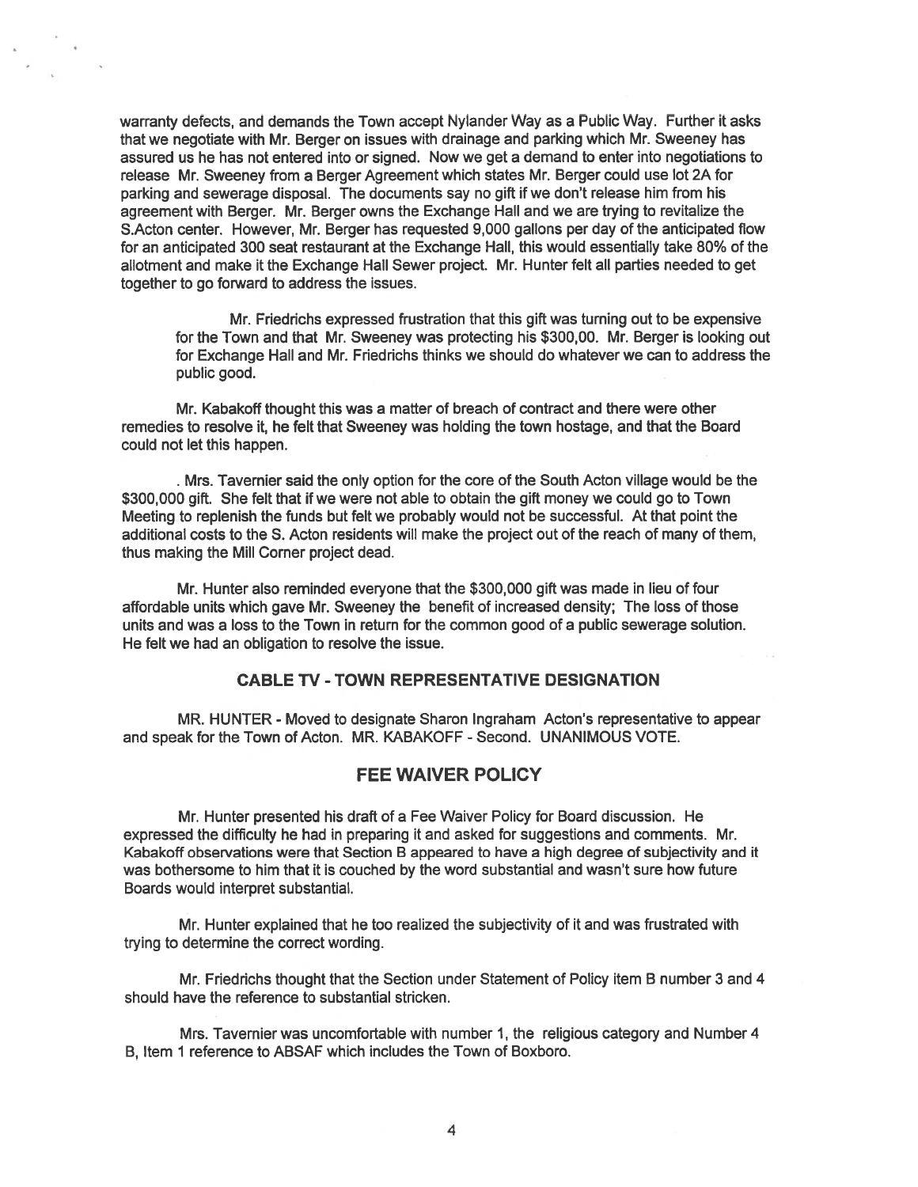warranty defects, and demands the Town accept Nylander Way as a Public Way. Further it asks that we negotiate with Mr. Berger on issues with drainage and parking which Mr. Sweeney has assured us he has not entered into or signed. Now we get a demand to enter into negotiations to release Mr. Sweeney from a Berger Agreement which states Mr. Berger could use lot 2A for parking and sewerage disposal. The documents say no gift if we don't release him from his agreement with Berger. Mr. Berger owns the Exchange Hall and we are trying to revitalize the S.Acton center. However, Mr. Berger has requested 9,000 gallons per day of the anticipated flow for an anticipated 300 seat restaurant at the Exchange Hall, this would essentially take 80% of the allotment and make it the Exchange Hall Sewer project. Mr. Hunter felt all parties needed to get together to go forward to address the issues.

Mr. Friedrichs expressed frustration that this gift was turning out to be expensive for the Town and that Mr. Sweeney was protecting his $300,00. Mr. Berger is looking out for Exchange Hall and Mr. Friedrichs thinks we should do whatever we can to address the public good.

Mr. Kabakoff thought this was a matter of breach of contract and there were other remedies to resolve it, he felt that Sweeney was holding the town hostage, and that the Board could not let this happen.

. Mrs. Tavernier said the only option for the core of the South Acton village would be the $300,000 gift. She felt that if we were not able to obtain the gift money we could go to Town Meeting to replenish the funds but felt we probably would not be successful. At that point the additional costs to the S. Acton residents will make the project out of the reach of many of them, thus making the Mill Corner project dead.

Mr. Hunter also reminded everyone that the $300,000 gift was made in lieu of four affordable units which gave Mr. Sweeney the benefit of increased density; The loss of those units and was a loss to the Town in return for the common good of a public sewerage solution. He felt we had an obligation to resolve the issue.

## CABLE TV - TOWN REPRESENTATIVE DESIGNATION

MR. HUNTER - Moved to designate Sharon Ingraham Acton's representative to appear and speak for the Town of Acton. MR. KABAKOFF - Second. UNANIMOUS VOTE.

## FEE WAIVER POLICY

Mr. Hunter presented his draft of a Fee Waiver Policy for Board discussion. He expressed the difficulty he had in preparing it and asked for suggestions and comments. Mr. Kabakoff observations were that Section B appeared to have a high degree of subjectivity and it was bothersome to him that it is couched by the word substantial and wasn't sure how future Boards would interpret substantial.

Mr. Hunter explained that he too realized the subjectivity of it and was frustrated with trying to determine the correct wording.

Mr. Friedrichs thought that the Section under Statement of Policy item B number 3 and 4 should have the reference to substantial stricken.

Mrs. Tavernier was uncomfortable with number 1, the religious category and Number 4 B, Item 1 reference to ABSAF which includes the Town of Boxboro.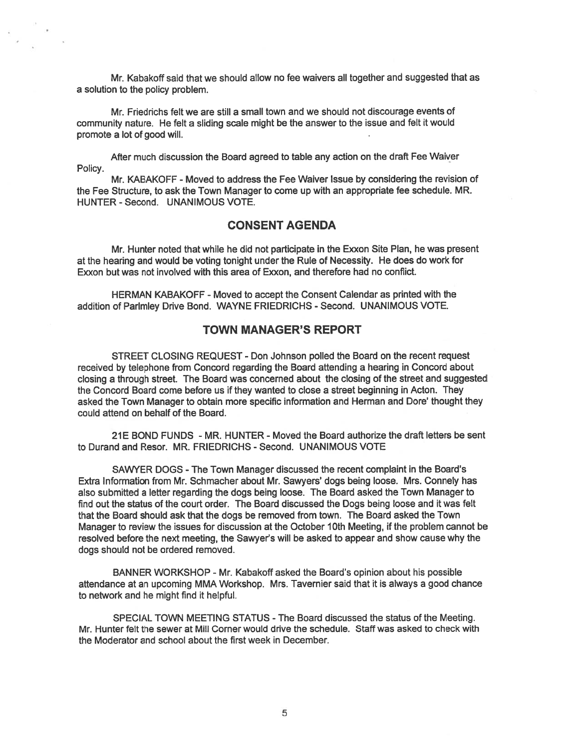Mr. Kabakoff said that we should allow no fee waivers all together and suggested that as a solution to the policy problem.

Mr. Friedrichs felt we are still a small town and we should not discourage events of community nature. He felt a sliding scale might be the answer to the issue and felt it would promote a lot of good will.

After much discussion the Board agreed to table any action on the draft Fee Waiver Policy.

Mr. KABAKOFF - Moved to address the Fee Waiver Issue by considering the revision of the Fee Structure, to ask the Town Manager to come up with an appropriate fee schedule. MR. HUNTER - Second. UNANIMOUS VOTE.

## CONSENT AGENDA

Mr. Hunter noted that while he did not participate in the Exxon Site Plan, he was present at the hearing and would be voting tonight under the Rule of Necessity. He does do work for Exxon but was not involved with this area of Exxon, and therefore had no conflict.

HERMAN KABAKOFF - Moved to accept the Consent Calendar as printed with the addition of Parlmley Drive Bond. WAYNE FRIEDRICHS - Second. UNANIMOUS VOTE.

## TOWN MANAGER'S REPORT

STREET CLOSING REQUEST - Don Johnson polled the Board on the recent request received by telephone from Concord regarding the Board attending a hearing in Concord about closing a through street. The Board was concerned about the closing of the street and suggested the Concord Board come before us if they wanted to close a street beginning in Acton. They asked the Town Manager to obtain more specific information and Herman and Dore' thought they could attend on behalf of the Board.

21E BOND FUNDS - MR. HUNTER - Moved the Board authorize the draft letters be sent to Durand and Resor. MR. FRIEDRICHS - Second. UNANIMOUS VOTE

SAWYER DOGS - The Town Manager discussed the recent complaint in the Board's Extra Information from Mr. Schmacher about Mr. Sawyers' dogs being loose. Mrs. Connely has also submitted a letter regarding the dogs being loose. The Board asked the Town Manager to find out the status of the court order. The Board discussed the Dogs being loose and it was felt that the Board should ask that the dogs be removed from town. The Board asked the Town Manager to review the issues for discussion at the October 10th Meeting, if the problem cannot be resolved before the next meeting, the Sawyer's will be asked to appear and show cause why the dogs should not be ordered removed.

BANNER WORKSHOP - Mr. Kabakoff asked the Board's opinion about his possible attendance at an upcoming MMA Workshop. Mrs. Tavernier said that it is always a good chance to network and he might find it helpful.

SPECIAL TOWN MEETING STATUS - The Board discussed the status of the Meeting. Mr. Hunter felt the sewer at Mill Corner would drive the schedule. Staff was asked to check with the Moderator and school about the first week in December.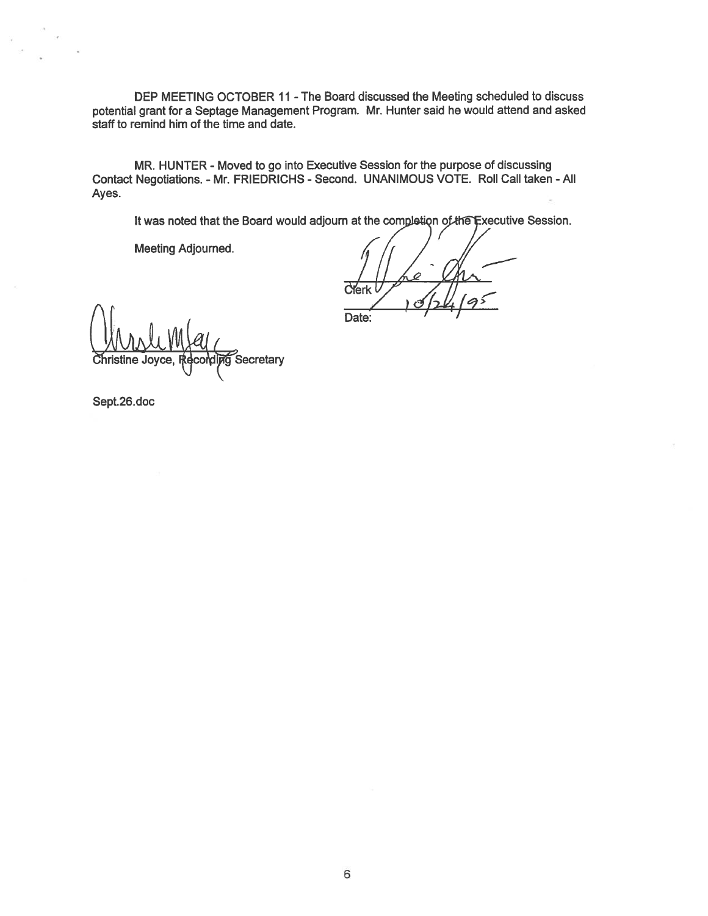DEP MEETING OCTOBER 11 - The Board discussed the Meeting scheduled to discuss potential grant for a Septage Management Program. Mr. Hunter said he would attend and asked staff to remind him of the time and date.

MR. HUNTER - Moved to go into Executive Session for the purpose of discussing Contact Negotiations. - Mr. FRIEDRICHS - Second. UNANIMOUS VOTE. Roll Call taken - All Ayes.

It was noted that the Board would adjourn at the completion of the Executive Session.

Meeting Adjourned.

Clerk

Date: 10/24/95

Christine Joyce, Recording Secretary

Sept.26.doc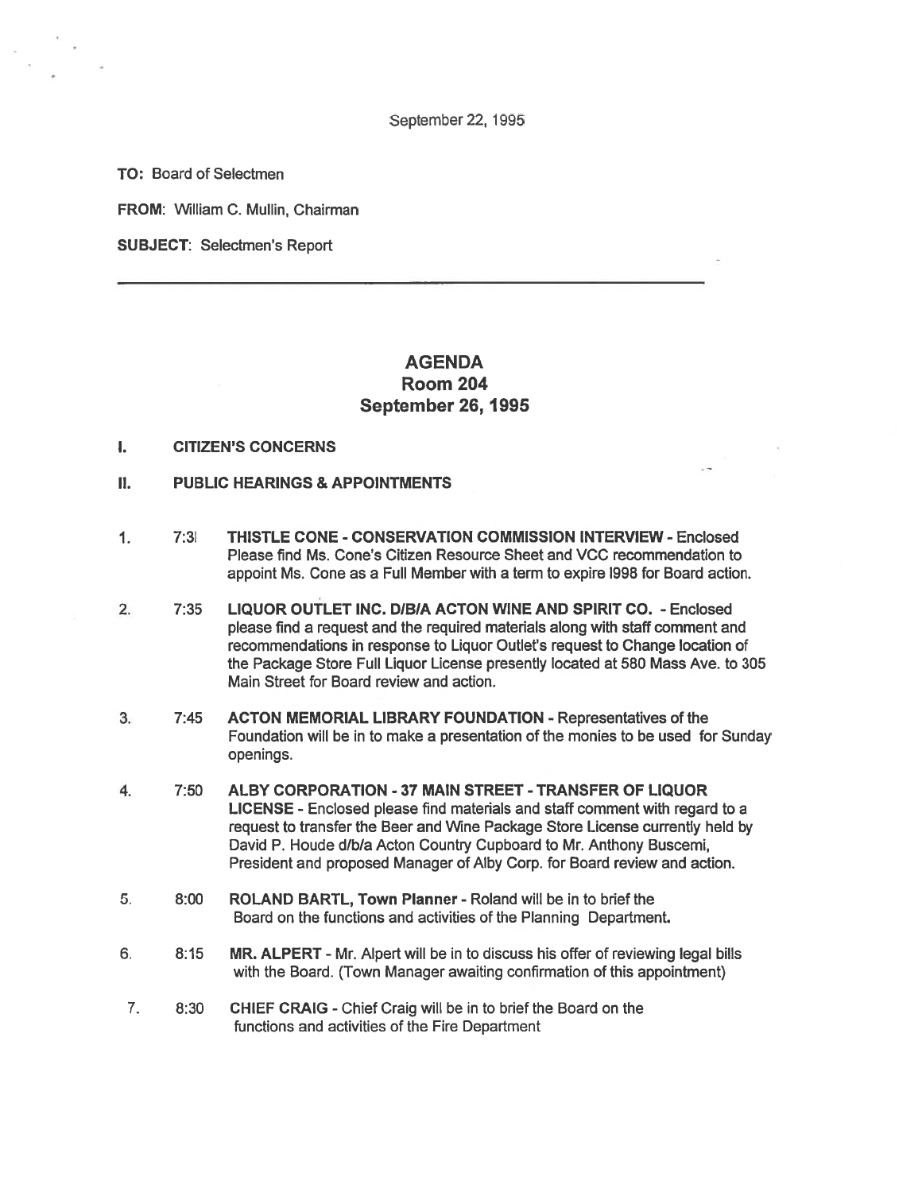September 22, 1995

**TO:** Board of Selectmen

**FROM:** William C. Mullin, Chairman

**SUBJECT:** Selectmen's Report

---

# AGENDA
## Room 204
## September 26, 1995

**I. CITIZEN'S CONCERNS**

**II. PUBLIC HEARINGS & APPOINTMENTS**

1. 7:3l **THISTLE CONE - CONSERVATION COMMISSION INTERVIEW** - Enclosed Please find Ms. Cone's Citizen Resource Sheet and VCC recommendation to appoint Ms. Cone as a Full Member with a term to expire l998 for Board action.

2. 7:35 **LIQUOR OUTLET INC. D/B/A ACTON WINE AND SPIRIT CO.** - Enclosed please find a request and the required materials along with staff comment and recommendations in response to Liquor Outlet's request to Change location of the Package Store Full Liquor License presently located at 580 Mass Ave. to 305 Main Street for Board review and action.

3. 7:45 **ACTON MEMORIAL LIBRARY FOUNDATION** - Representatives of the Foundation will be in to make a presentation of the monies to be used for Sunday openings.

4. 7:50 **ALBY CORPORATION - 37 MAIN STREET - TRANSFER OF LIQUOR LICENSE** - Enclosed please find materials and staff comment with regard to a request to transfer the Beer and Wine Package Store License currently held by David P. Houde d/b/a Acton Country Cupboard to Mr. Anthony Buscemi, President and proposed Manager of Alby Corp. for Board review and action.

5. 8:00 **ROLAND BARTL, Town Planner** - Roland will be in to brief the Board on the functions and activities of the Planning Department.

6. 8:15 **MR. ALPERT** - Mr. Alpert will be in to discuss his offer of reviewing legal bills with the Board. (Town Manager awaiting confirmation of this appointment)

7. 8:30 **CHIEF CRAIG** - Chief Craig will be in to brief the Board on the functions and activities of the Fire Department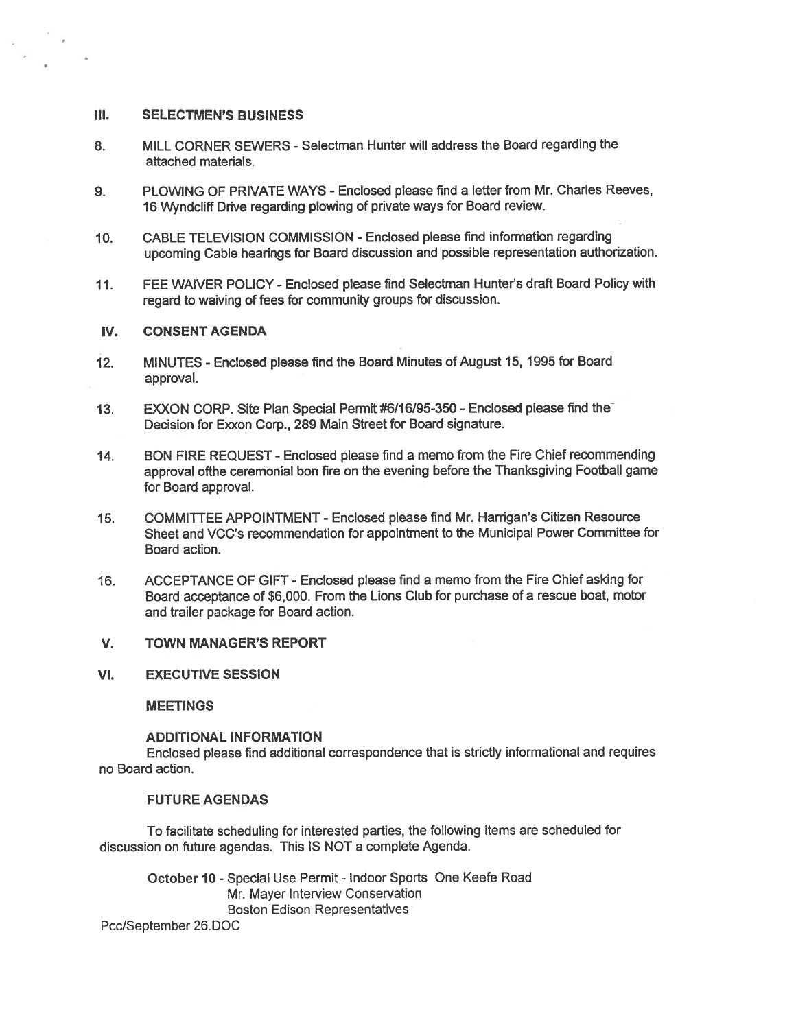## III. SELECTMEN'S BUSINESS

8. MILL CORNER SEWERS - Selectman Hunter will address the Board regarding the attached materials.

9. PLOWING OF PRIVATE WAYS - Enclosed please find a letter from Mr. Charles Reeves, 16 Wyndcliff Drive regarding plowing of private ways for Board review.

10. CABLE TELEVISION COMMISSION - Enclosed please find information regarding upcoming Cable hearings for Board discussion and possible representation authorization.

11. FEE WAIVER POLICY - Enclosed please find Selectman Hunter's draft Board Policy with regard to waiving of fees for community groups for discussion.

## IV. CONSENT AGENDA

12. MINUTES - Enclosed please find the Board Minutes of August 15, 1995 for Board approval.

13. EXXON CORP. Site Plan Special Permit #6/16/95-350 - Enclosed please find the Decision for Exxon Corp., 289 Main Street for Board signature.

14. BON FIRE REQUEST - Enclosed please find a memo from the Fire Chief recommending approval ofthe ceremonial bon fire on the evening before the Thanksgiving Football game for Board approval.

15. COMMITTEE APPOINTMENT - Enclosed please find Mr. Harrigan's Citizen Resource Sheet and VCC's recommendation for appointment to the Municipal Power Committee for Board action.

16. ACCEPTANCE OF GIFT - Enclosed please find a memo from the Fire Chief asking for Board acceptance of $6,000. From the Lions Club for purchase of a rescue boat, motor and trailer package for Board action.

## V. TOWN MANAGER'S REPORT

## VI. EXECUTIVE SESSION

**MEETINGS**

**ADDITIONAL INFORMATION**

Enclosed please find additional correspondence that is strictly informational and requires no Board action.

**FUTURE AGENDAS**

To facilitate scheduling for interested parties, the following items are scheduled for discussion on future agendas. This IS NOT a complete Agenda.

**October 10** - Special Use Permit - Indoor Sports One Keefe Road
Mr. Mayer Interview Conservation
Boston Edison Representatives

Pcc/September 26.DOC